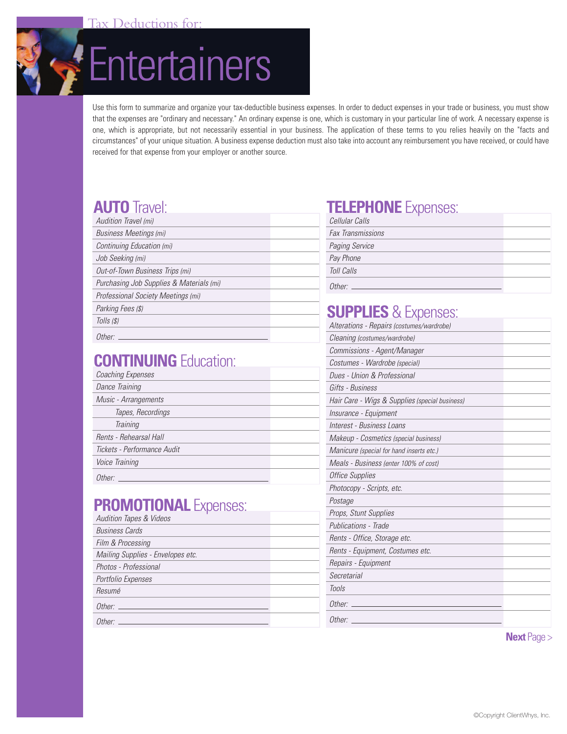Tax Deductions for:

# Entertainers

Use this form to summarize and organize your tax-deductible business expenses. In order to deduct expenses in your trade or business, you must show that the expenses are "ordinary and necessary." An ordinary expense is one, which is customary in your particular line of work. A necessary expense is one, which is appropriate, but not necessarily essential in your business. The application of these terms to you relies heavily on the "facts and circumstances" of your unique situation. A business expense deduction must also take into account any reimbursement you have received, or could have received for that expense from your employer or another source.

## AUTO Travel:

| | |
|---|---|
| Audition Travel (mi) | |
| Business Meetings (mi) | |
| Continuing Education (mi) | |
| Job Seeking (mi) | |
| Out-of-Town Business Trips (mi) | |
| Purchasing Job Supplies & Materials (mi) | |
| Professional Society Meetings (mi) | |
| Parking Fees ($) | |
| Tolls ($) | |
| Other: ______ | |

## CONTINUING Education:

| | |
|---|---|
| Coaching Expenses | |
| Dance Training | |
| Music - Arrangements | |
| Tapes, Recordings | |
| Training | |
| Rents - Rehearsal Hall | |
| Tickets - Performance Audit | |
| Voice Training | |
| Other: ______ | |

## PROMOTIONAL Expenses:

| | |
|---|---|
| Audition Tapes & Videos | |
| Business Cards | |
| Film & Processing | |
| Mailing Supplies - Envelopes etc. | |
| Photos - Professional | |
| Portfolio Expenses | |
| Resumé | |
| Other: ______ | |
| Other: ______ | |

## TELEPHONE Expenses:

| | |
|---|---|
| Cellular Calls | |
| Fax Transmissions | |
| Paging Service | |
| Pay Phone | |
| Toll Calls | |
| Other: ______ | |

## SUPPLIES & Expenses:

| | |
|---|---|
| Alterations - Repairs (costumes/wardrobe) | |
| Cleaning (costumes/wardrobe) | |
| Commissions - Agent/Manager | |
| Costumes - Wardrobe (special) | |
| Dues - Union & Professional | |
| Gifts - Business | |
| Hair Care - Wigs & Supplies (special business) | |
| Insurance - Equipment | |
| Interest - Business Loans | |
| Makeup - Cosmetics (special business) | |
| Manicure (special for hand inserts etc.) | |
| Meals - Business (enter 100% of cost) | |
| Office Supplies | |
| Photocopy - Scripts, etc. | |
| Postage | |
| Props, Stunt Supplies | |
| Publications - Trade | |
| Rents - Office, Storage etc. | |
| Rents - Equipment, Costumes etc. | |
| Repairs - Equipment | |
| Secretarial | |
| Tools | |
| Other: ______ | |
| Other: ______ | |

**Next** Page >

©Copyright ClientWhys, Inc.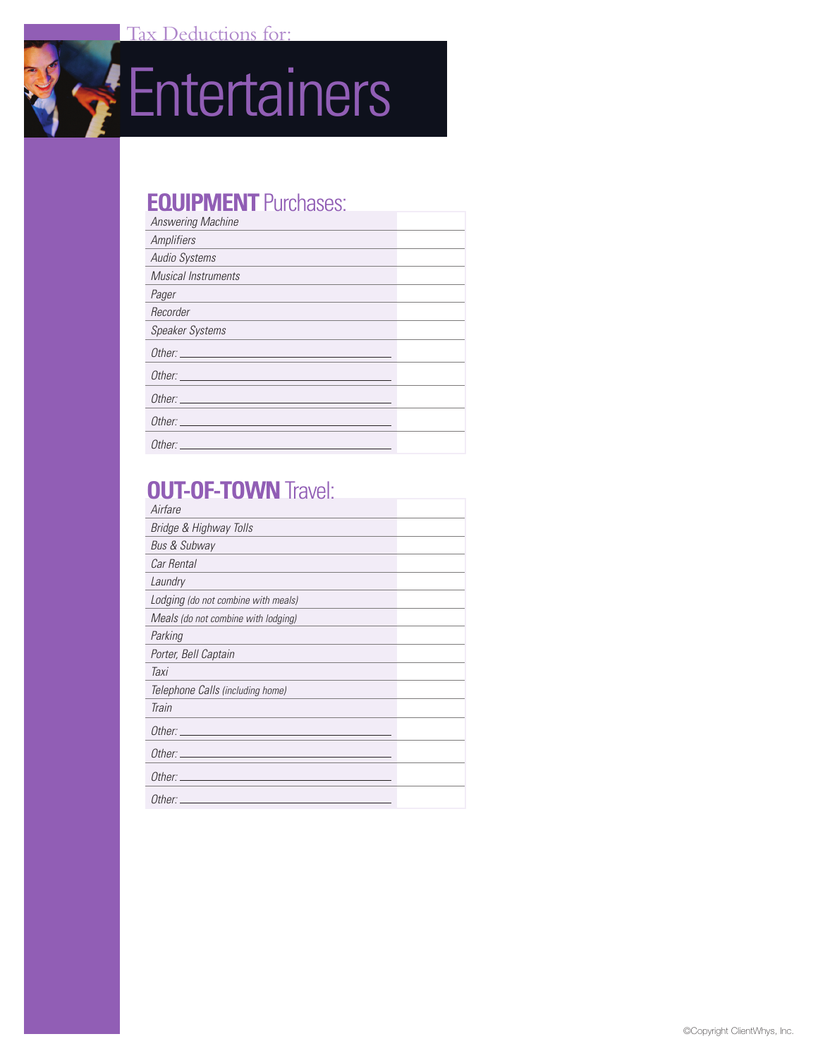Tax Deductions for:

# Entertainers

## EQUIPMENT Purchases:

| | |
|---|---|
| Answering Machine | |
| Amplifiers | |
| Audio Systems | |
| Musical Instruments | |
| Pager | |
| Recorder | |
| Speaker Systems | |
| Other: ______________________ | |
| Other: ______________________ | |
| Other: ______________________ | |
| Other: ______________________ | |
| Other: ______________________ | |

## OUT-OF-TOWN Travel:

| | |
|---|---|
| Airfare | |
| Bridge & Highway Tolls | |
| Bus & Subway | |
| Car Rental | |
| Laundry | |
| Lodging (do not combine with meals) | |
| Meals (do not combine with lodging) | |
| Parking | |
| Porter, Bell Captain | |
| Taxi | |
| Telephone Calls (including home) | |
| Train | |
| Other: ______________________ | |
| Other: ______________________ | |
| Other: ______________________ | |
| Other: ______________________ | |

©Copyright ClientWhys, Inc.